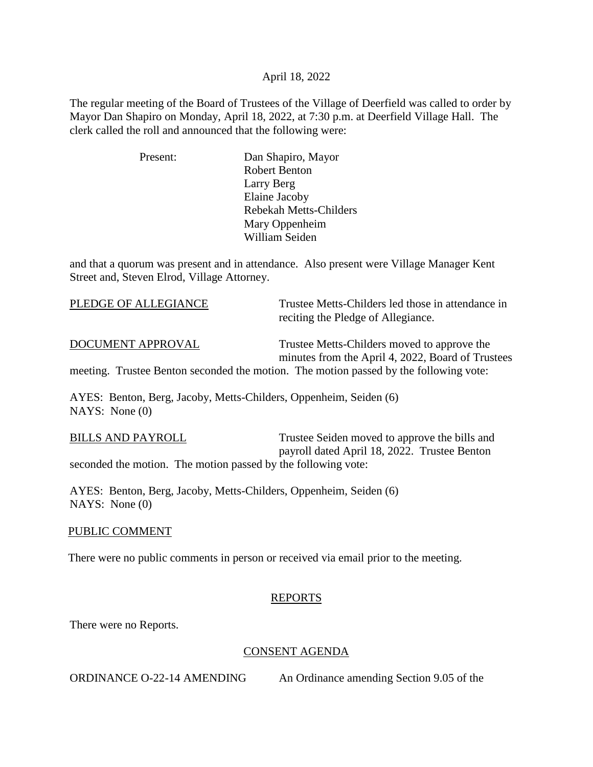April 18, 2022

The regular meeting of the Board of Trustees of the Village of Deerfield was called to order by Mayor Dan Shapiro on Monday, April 18, 2022, at 7:30 p.m. at Deerfield Village Hall. The clerk called the roll and announced that the following were:

Present:

- Dan Shapiro, Mayor
- Robert Benton
- Larry Berg
- Elaine Jacoby
- Rebekah Metts-Childers
- Mary Oppenheim
- William Seiden

and that a quorum was present and in attendance. Also present were Village Manager Kent Street and, Steven Elrod, Village Attorney.

PLEDGE OF ALLEGIANCE — Trustee Metts-Childers led those in attendance in reciting the Pledge of Allegiance.

DOCUMENT APPROVAL — Trustee Metts-Childers moved to approve the minutes from the April 4, 2022, Board of Trustees meeting. Trustee Benton seconded the motion. The motion passed by the following vote:

AYES: Benton, Berg, Jacoby, Metts-Childers, Oppenheim, Seiden (6)
NAYS: None (0)

BILLS AND PAYROLL — Trustee Seiden moved to approve the bills and payroll dated April 18, 2022. Trustee Benton seconded the motion. The motion passed by the following vote:

AYES: Benton, Berg, Jacoby, Metts-Childers, Oppenheim, Seiden (6)
NAYS: None (0)

PUBLIC COMMENT

There were no public comments in person or received via email prior to the meeting.

## REPORTS

There were no Reports.

## CONSENT AGENDA

ORDINANCE O-22-14 AMENDING — An Ordinance amending Section 9.05 of the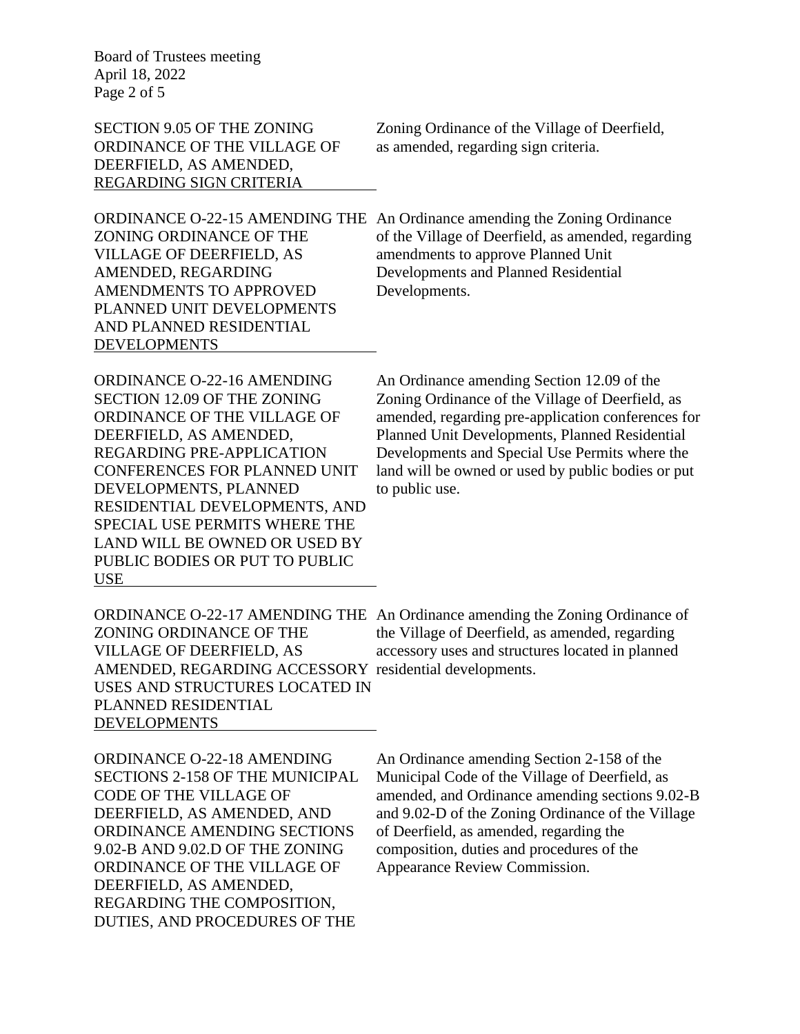| | |
|---|---|
| SECTION 9.05 OF THE ZONING ORDINANCE OF THE VILLAGE OF DEERFIELD, AS AMENDED, REGARDING SIGN CRITERIA | Zoning Ordinance of the Village of Deerfield, as amended, regarding sign criteria. |
| ORDINANCE O-22-15 AMENDING THE ZONING ORDINANCE OF THE VILLAGE OF DEERFIELD, AS AMENDED, REGARDING AMENDMENTS TO APPROVED PLANNED UNIT DEVELOPMENTS AND PLANNED RESIDENTIAL DEVELOPMENTS | An Ordinance amending the Zoning Ordinance of the Village of Deerfield, as amended, regarding amendments to approve Planned Unit Developments and Planned Residential Developments. |
| ORDINANCE O-22-16 AMENDING SECTION 12.09 OF THE ZONING ORDINANCE OF THE VILLAGE OF DEERFIELD, AS AMENDED, REGARDING PRE-APPLICATION CONFERENCES FOR PLANNED UNIT DEVELOPMENTS, PLANNED RESIDENTIAL DEVELOPMENTS, AND SPECIAL USE PERMITS WHERE THE LAND WILL BE OWNED OR USED BY PUBLIC BODIES OR PUT TO PUBLIC USE | An Ordinance amending Section 12.09 of the Zoning Ordinance of the Village of Deerfield, as amended, regarding pre-application conferences for Planned Unit Developments, Planned Residential Developments and Special Use Permits where the land will be owned or used by public bodies or put to public use. |
| ORDINANCE O-22-17 AMENDING THE ZONING ORDINANCE OF THE VILLAGE OF DEERFIELD, AS AMENDED, REGARDING ACCESSORY USES AND STRUCTURES LOCATED IN PLANNED RESIDENTIAL DEVELOPMENTS | An Ordinance amending the Zoning Ordinance of the Village of Deerfield, as amended, regarding accessory uses and structures located in planned residential developments. |
| ORDINANCE O-22-18 AMENDING SECTIONS 2-158 OF THE MUNICIPAL CODE OF THE VILLAGE OF DEERFIELD, AS AMENDED, AND ORDINANCE AMENDING SECTIONS 9.02-B AND 9.02.D OF THE ZONING ORDINANCE OF THE VILLAGE OF DEERFIELD, AS AMENDED, REGARDING THE COMPOSITION, DUTIES, AND PROCEDURES OF THE | An Ordinance amending Section 2-158 of the Municipal Code of the Village of Deerfield, as amended, and Ordinance amending sections 9.02-B and 9.02-D of the Zoning Ordinance of the Village of Deerfield, as amended, regarding the composition, duties and procedures of the Appearance Review Commission. |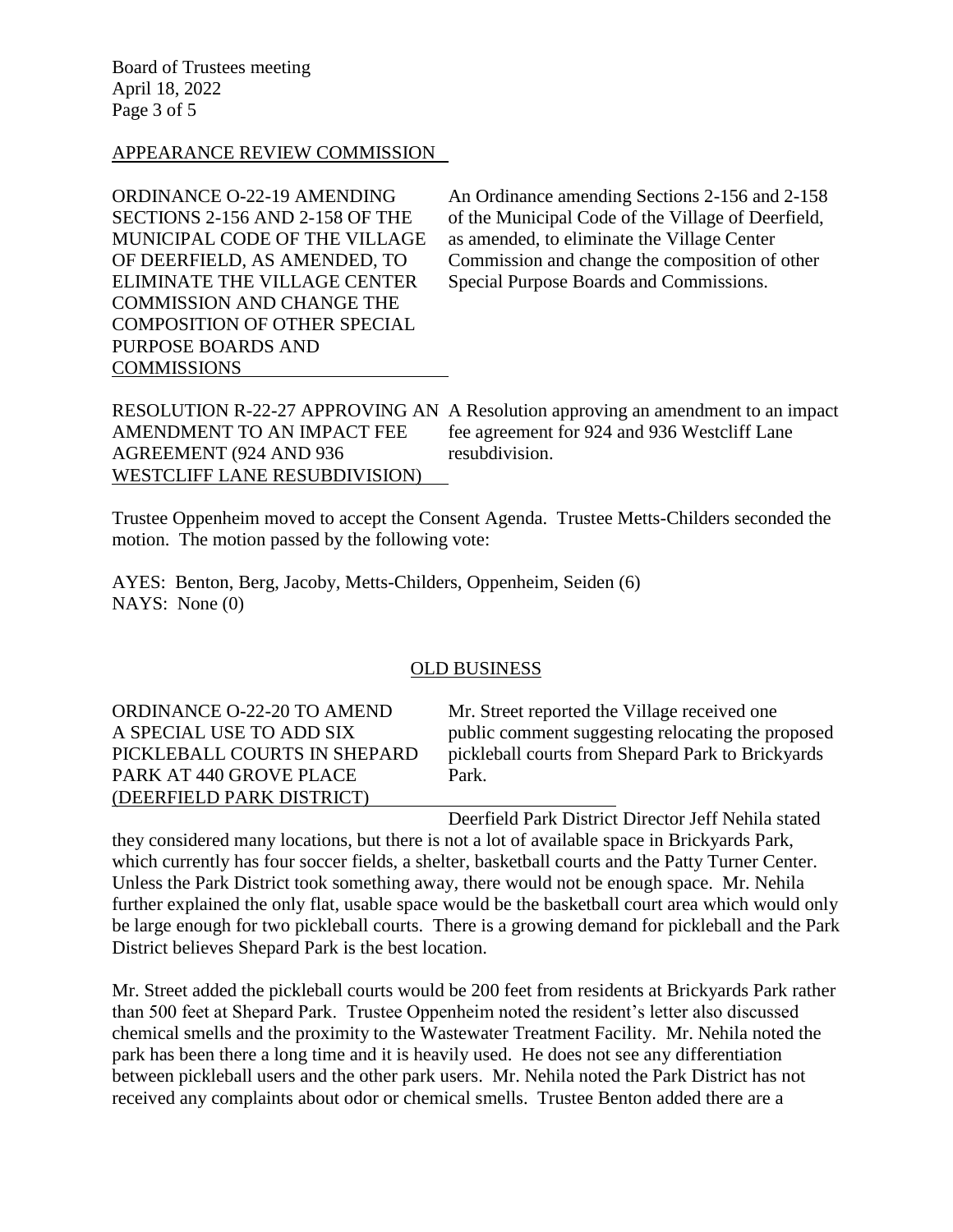## APPEARANCE REVIEW COMMISSION

ORDINANCE O-22-19 AMENDING SECTIONS 2-156 AND 2-158 OF THE MUNICIPAL CODE OF THE VILLAGE OF DEERFIELD, AS AMENDED, TO ELIMINATE THE VILLAGE CENTER COMMISSION AND CHANGE THE COMPOSITION OF OTHER SPECIAL PURPOSE BOARDS AND COMMISSIONS

An Ordinance amending Sections 2-156 and 2-158 of the Municipal Code of the Village of Deerfield, as amended, to eliminate the Village Center Commission and change the composition of other Special Purpose Boards and Commissions.

RESOLUTION R-22-27 APPROVING AN AMENDMENT TO AN IMPACT FEE AGREEMENT (924 AND 936 WESTCLIFF LANE RESUBDIVISION)

A Resolution approving an amendment to an impact fee agreement for 924 and 936 Westcliff Lane resubdivision.

Trustee Oppenheim moved to accept the Consent Agenda. Trustee Metts-Childers seconded the motion. The motion passed by the following vote:

AYES: Benton, Berg, Jacoby, Metts-Childers, Oppenheim, Seiden (6)
NAYS: None (0)

## OLD BUSINESS

ORDINANCE O-22-20 TO AMEND A SPECIAL USE TO ADD SIX PICKLEBALL COURTS IN SHEPARD PARK AT 440 GROVE PLACE (DEERFIELD PARK DISTRICT)

Mr. Street reported the Village received one public comment suggesting relocating the proposed pickleball courts from Shepard Park to Brickyards Park.

Deerfield Park District Director Jeff Nehila stated they considered many locations, but there is not a lot of available space in Brickyards Park, which currently has four soccer fields, a shelter, basketball courts and the Patty Turner Center. Unless the Park District took something away, there would not be enough space. Mr. Nehila further explained the only flat, usable space would be the basketball court area which would only be large enough for two pickleball courts. There is a growing demand for pickleball and the Park District believes Shepard Park is the best location.

Mr. Street added the pickleball courts would be 200 feet from residents at Brickyards Park rather than 500 feet at Shepard Park. Trustee Oppenheim noted the resident's letter also discussed chemical smells and the proximity to the Wastewater Treatment Facility. Mr. Nehila noted the park has been there a long time and it is heavily used. He does not see any differentiation between pickleball users and the other park users. Mr. Nehila noted the Park District has not received any complaints about odor or chemical smells. Trustee Benton added there are a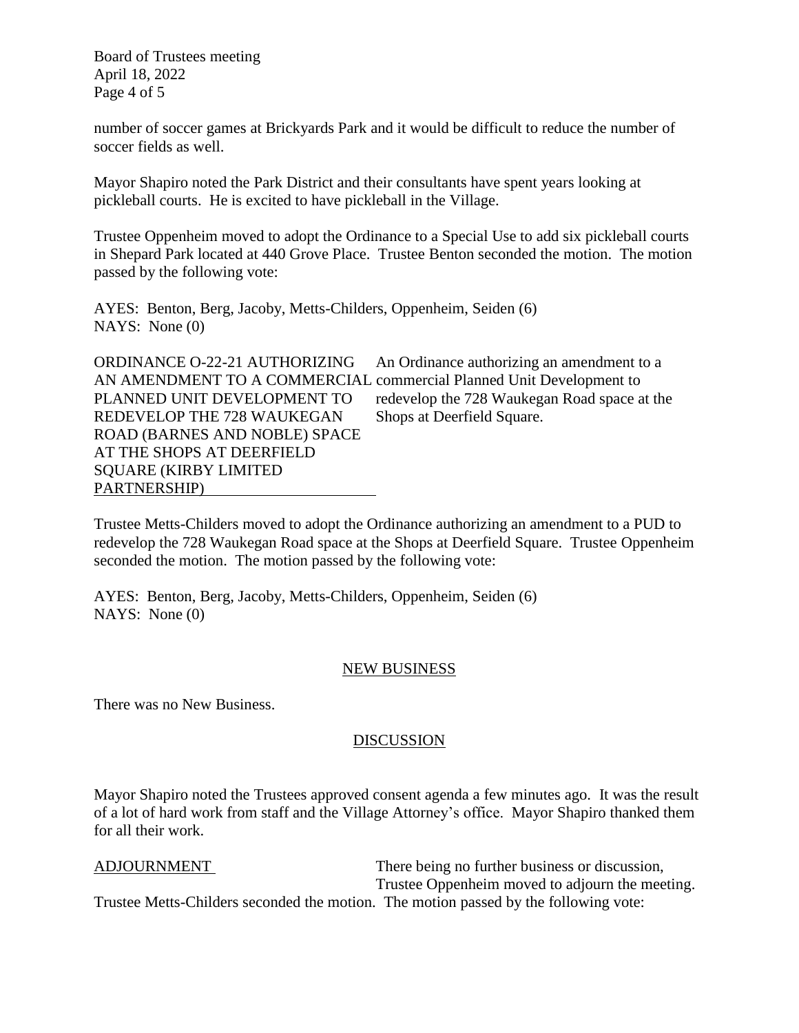number of soccer games at Brickyards Park and it would be difficult to reduce the number of soccer fields as well.

Mayor Shapiro noted the Park District and their consultants have spent years looking at pickleball courts. He is excited to have pickleball in the Village.

Trustee Oppenheim moved to adopt the Ordinance to a Special Use to add six pickleball courts in Shepard Park located at 440 Grove Place. Trustee Benton seconded the motion. The motion passed by the following vote:

AYES: Benton, Berg, Jacoby, Metts-Childers, Oppenheim, Seiden (6)
NAYS: None (0)

ORDINANCE O-22-21 AUTHORIZING AN AMENDMENT TO A COMMERCIAL PLANNED UNIT DEVELOPMENT TO REDEVELOP THE 728 WAUKEGAN ROAD (BARNES AND NOBLE) SPACE AT THE SHOPS AT DEERFIELD SQUARE (KIRBY LIMITED PARTNERSHIP)

An Ordinance authorizing an amendment to a commercial Planned Unit Development to redevelop the 728 Waukegan Road space at the Shops at Deerfield Square.

Trustee Metts-Childers moved to adopt the Ordinance authorizing an amendment to a PUD to redevelop the 728 Waukegan Road space at the Shops at Deerfield Square. Trustee Oppenheim seconded the motion. The motion passed by the following vote:

AYES: Benton, Berg, Jacoby, Metts-Childers, Oppenheim, Seiden (6)
NAYS: None (0)

## NEW BUSINESS

There was no New Business.

## DISCUSSION

Mayor Shapiro noted the Trustees approved consent agenda a few minutes ago. It was the result of a lot of hard work from staff and the Village Attorney's office. Mayor Shapiro thanked them for all their work.

ADJOURNMENT

There being no further business or discussion, Trustee Oppenheim moved to adjourn the meeting. Trustee Metts-Childers seconded the motion. The motion passed by the following vote: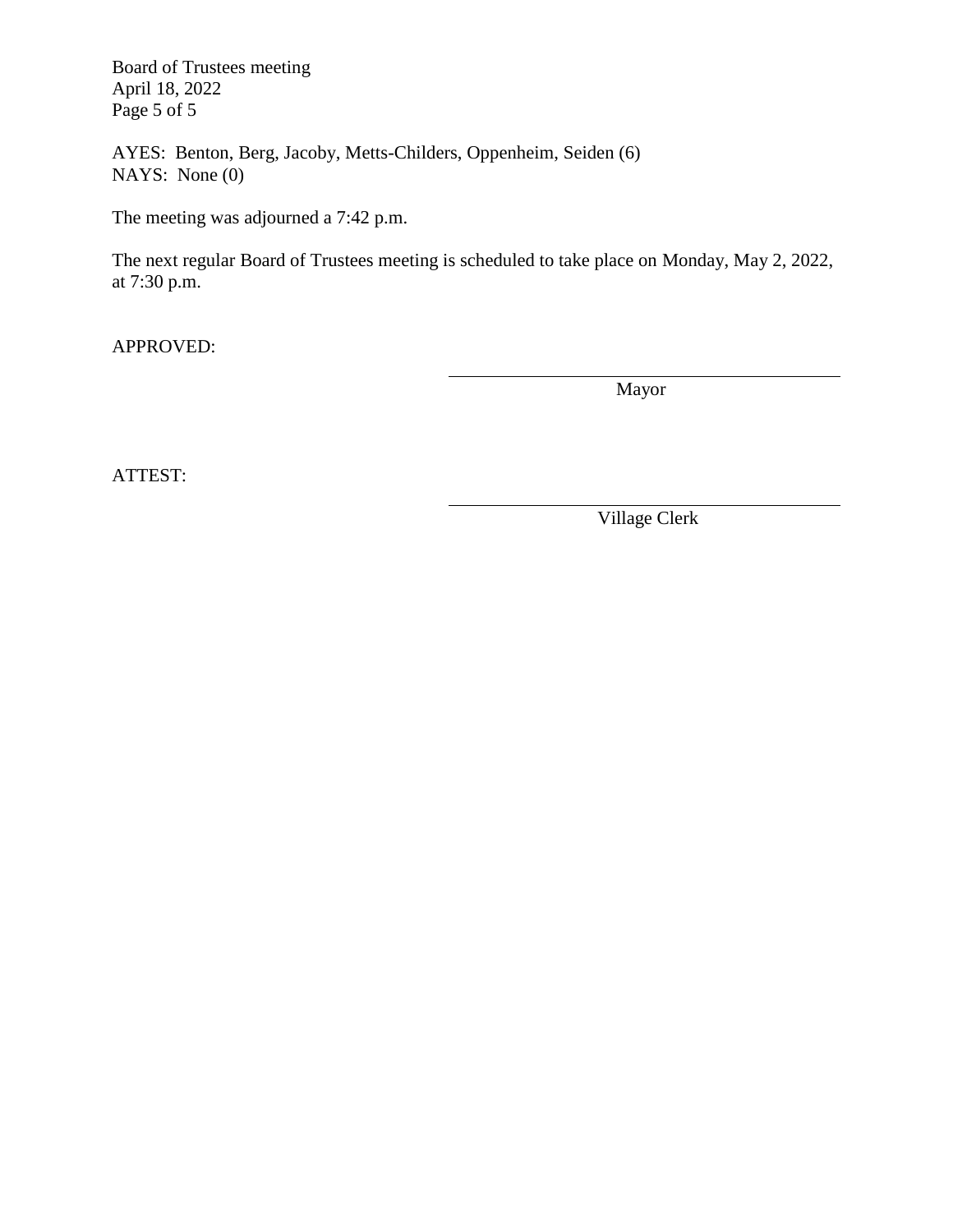AYES: Benton, Berg, Jacoby, Metts-Childers, Oppenheim, Seiden (6)
NAYS: None (0)

The meeting was adjourned a 7:42 p.m.

The next regular Board of Trustees meeting is scheduled to take place on Monday, May 2, 2022, at 7:30 p.m.

APPROVED:

\_\_\_\_\_\_\_\_\_\_\_\_\_\_\_\_\_\_\_\_\_\_\_\_\_\_\_\_\_\_\_\_\_\_\_\_\_\_\_\_

Mayor

ATTEST:

\_\_\_\_\_\_\_\_\_\_\_\_\_\_\_\_\_\_\_\_\_\_\_\_\_\_\_\_\_\_\_\_\_\_\_\_\_\_\_\_

Village Clerk